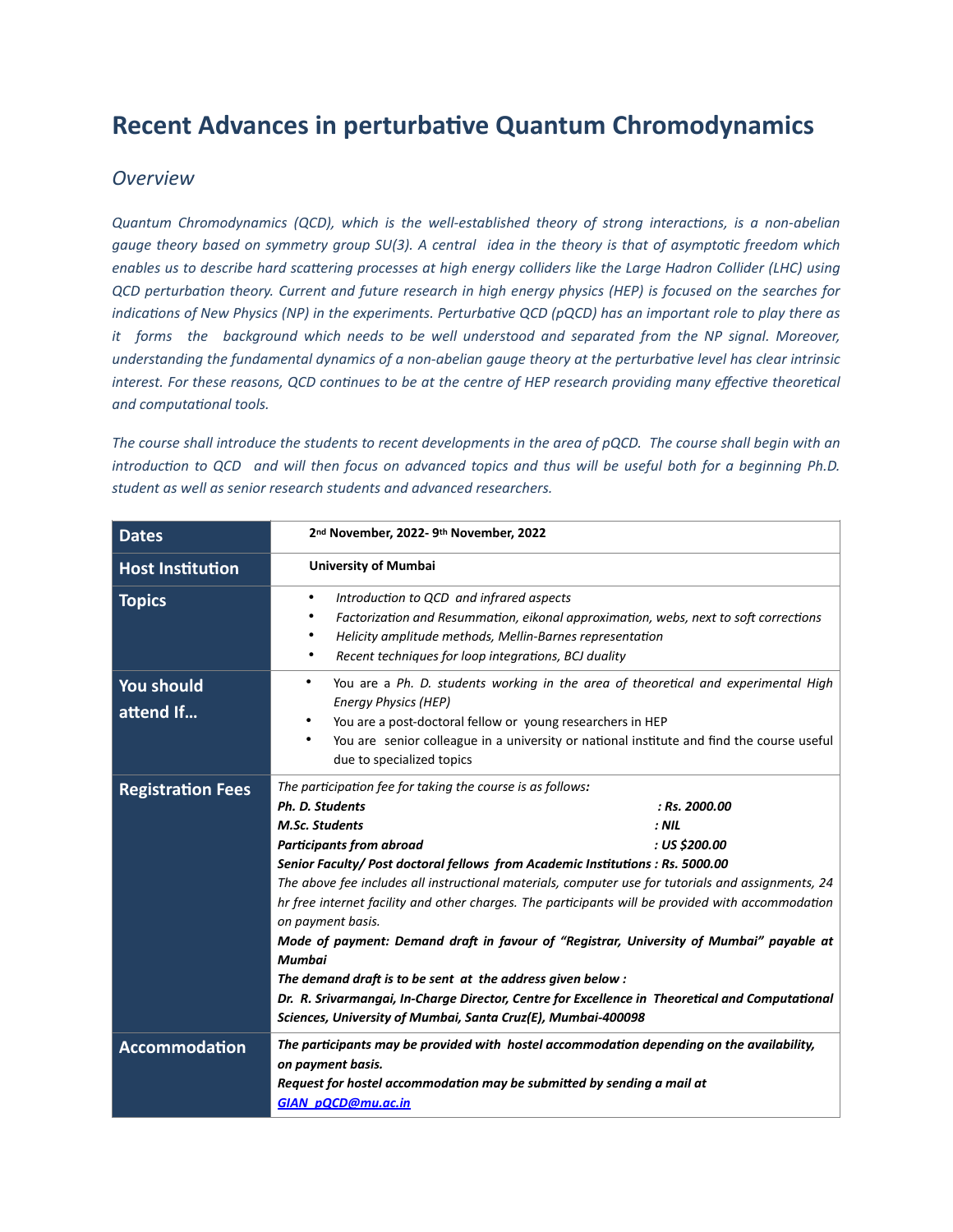# Recent Advances in perturbative Quantum Chromodynamics

## Overview

*Quantum Chromodynamics (QCD), which is the well-established theory of strong interactions, is a non-abelian gauge theory based on symmetry group SU(3). A central idea in the theory is that of asymptotic freedom which enables us to describe hard scattering processes at high energy colliders like the Large Hadron Collider (LHC) using QCD perturbation theory. Current and future research in high energy physics (HEP) is focused on the searches for indications of New Physics (NP) in the experiments. Perturbative QCD (pQCD) has an important role to play there as it forms the background which needs to be well understood and separated from the NP signal. Moreover, understanding the fundamental dynamics of a non-abelian gauge theory at the perturbative level has clear intrinsic interest. For these reasons, QCD continues to be at the centre of HEP research providing many effective theoretical and computational tools.*

*The course shall introduce the students to recent developments in the area of pQCD. The course shall begin with an introduction to QCD and will then focus on advanced topics and thus will be useful both for a beginning Ph.D. student as well as senior research students and advanced researchers.*

| | |
|---|---|
| **Dates** | **2nd November, 2022- 9th November, 2022** |
| **Host Institution** | **University of Mumbai** |
| **Topics** | • *Introduction to QCD and infrared aspects*<br>• *Factorization and Resummation, eikonal approximation, webs, next to soft corrections*<br>• *Helicity amplitude methods, Mellin-Barnes representation*<br>• *Recent techniques for loop integrations, BCJ duality* |
| **You should attend If…** | • You are a *Ph. D. students working in the area of theoretical and experimental High Energy Physics (HEP)*<br>• You are a post-doctoral fellow or young researchers in HEP<br>• You are senior colleague in a university or national institute and find the course useful due to specialized topics |
| **Registration Fees** | *The participation fee for taking the course is as follows:*<br>***Ph. D. Students : Rs. 2000.00***<br>***M.Sc. Students : NIL***<br>***Participants from abroad : US $200.00***<br>***Senior Faculty/ Post doctoral fellows from Academic Institutions : Rs. 5000.00***<br>*The above fee includes all instructional materials, computer use for tutorials and assignments, 24 hr free internet facility and other charges. The participants will be provided with accommodation on payment basis.*<br>***Mode of payment: Demand draft in favour of "Registrar, University of Mumbai" payable at Mumbai***<br>***The demand draft is to be sent at the address given below :***<br>***Dr. R. Srivarmangai, In-Charge Director, Centre for Excellence in Theoretical and Computational Sciences, University of Mumbai, Santa Cruz(E), Mumbai-400098*** |
| **Accommodation** | ***The participants may be provided with hostel accommodation depending on the availability, on payment basis.***<br>***Request for hostel accommodation may be submitted by sending a mail at***<br>***GIAN_pQCD@mu.ac.in*** |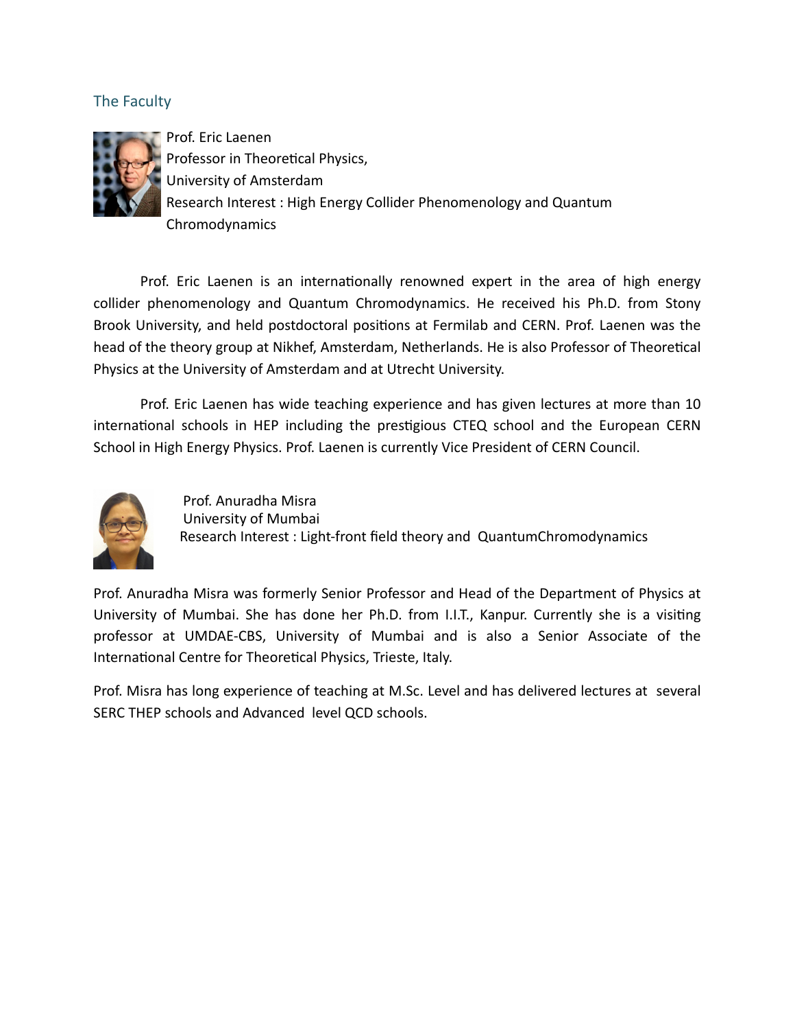## The Faculty

Prof. Eric Laenen  
Professor in Theoretical Physics,  
University of Amsterdam  
Research Interest : High Energy Collider Phenomenology and Quantum Chromodynamics

Prof. Eric Laenen is an internationally renowned expert in the area of high energy collider phenomenology and Quantum Chromodynamics. He received his Ph.D. from Stony Brook University, and held postdoctoral positions at Fermilab and CERN. Prof. Laenen was the head of the theory group at Nikhef, Amsterdam, Netherlands. He is also Professor of Theoretical Physics at the University of Amsterdam and at Utrecht University.

Prof. Eric Laenen has wide teaching experience and has given lectures at more than 10 international schools in HEP including the prestigious CTEQ school and the European CERN School in High Energy Physics. Prof. Laenen is currently Vice President of CERN Council.

Prof. Anuradha Misra  
University of Mumbai  
Research Interest : Light-front field theory and QuantumChromodynamics

Prof. Anuradha Misra was formerly Senior Professor and Head of the Department of Physics at University of Mumbai. She has done her Ph.D. from I.I.T., Kanpur. Currently she is a visiting professor at UMDAE-CBS, University of Mumbai and is also a Senior Associate of the International Centre for Theoretical Physics, Trieste, Italy.

Prof. Misra has long experience of teaching at M.Sc. Level and has delivered lectures at several SERC THEP schools and Advanced level QCD schools.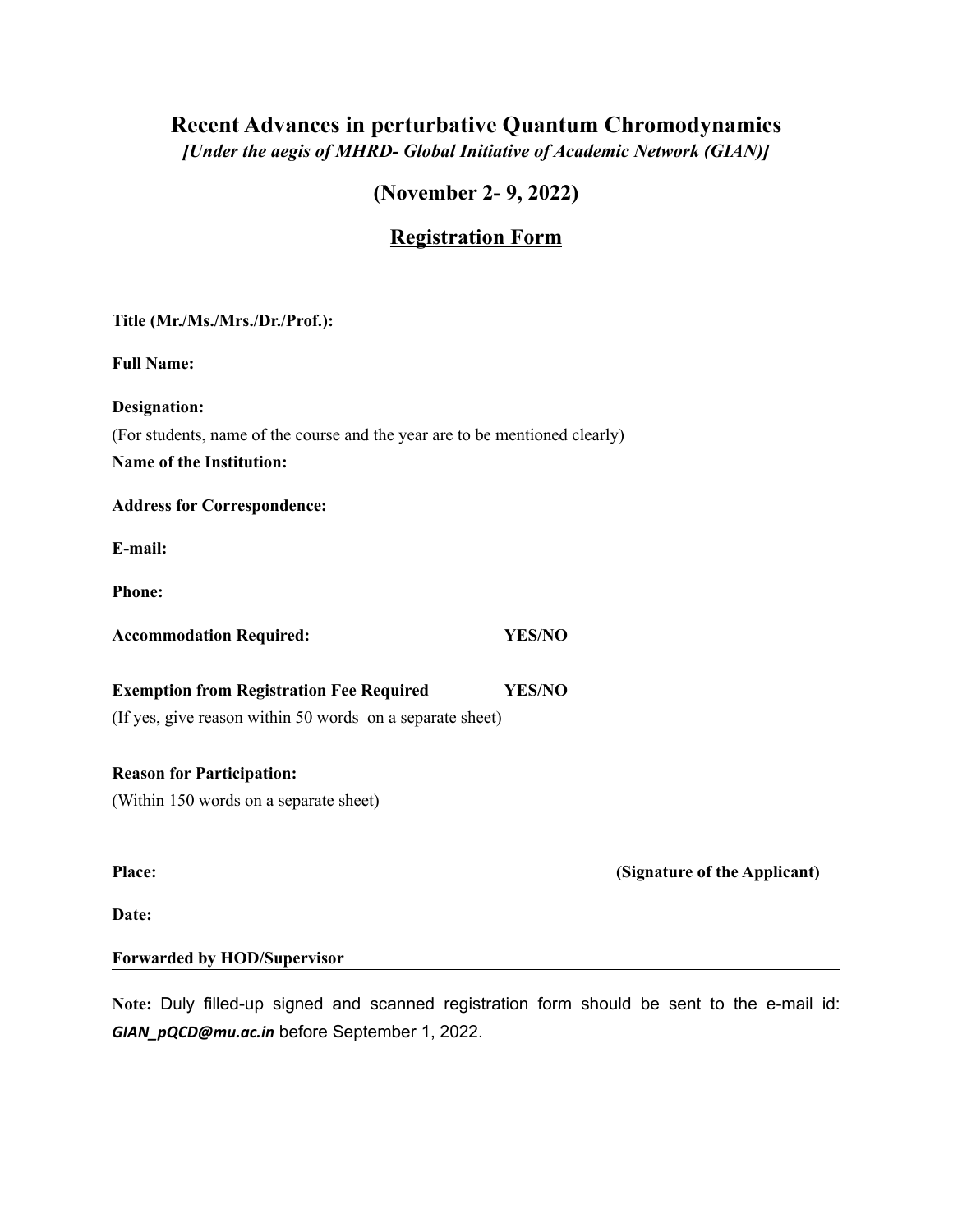# Recent Advances in perturbative Quantum Chromodynamics

***[Under the aegis of MHRD- Global Initiative of Academic Network (GIAN)]***

## (November 2- 9, 2022)

## <u>Registration Form</u>

**Title (Mr./Ms./Mrs./Dr./Prof.):**

**Full Name:**

**Designation:**
(For students, name of the course and the year are to be mentioned clearly)

**Name of the Institution:**

**Address for Correspondence:**

**E-mail:**

**Phone:**

**Accommodation Required:** **YES/NO**

**Exemption from Registration Fee Required** **YES/NO**
(If yes, give reason within 50 words on a separate sheet)

**Reason for Participation:**
(Within 150 words on a separate sheet)

**Place:** **(Signature of the Applicant)**

**Date:**

**Forwarded by HOD/Supervisor**

---

**Note:** Duly filled-up signed and scanned registration form should be sent to the e-mail id: ***GIAN_pQCD@mu.ac.in*** before September 1, 2022.